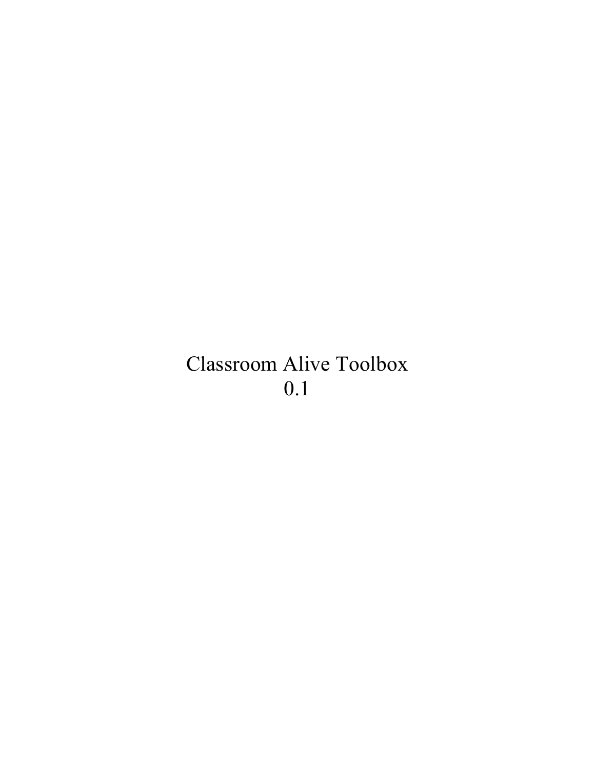# Classroom Alive Toolbox
0.1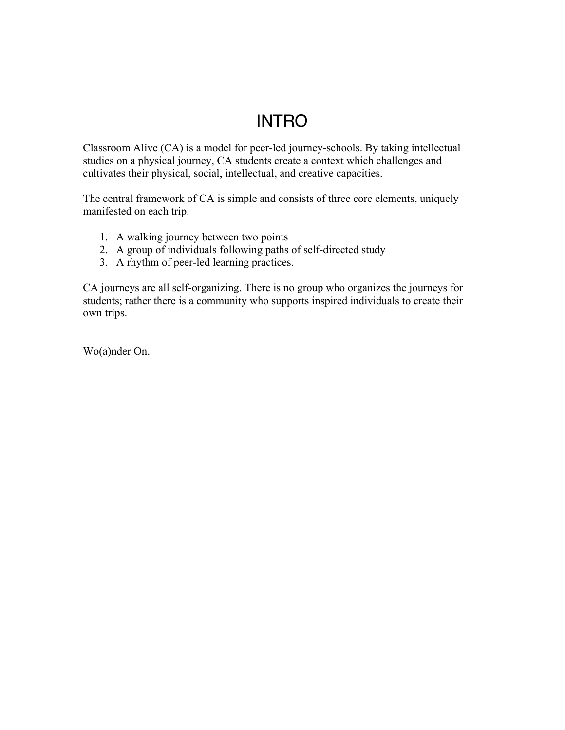# INTRO

Classroom Alive (CA) is a model for peer-led journey-schools. By taking intellectual studies on a physical journey, CA students create a context which challenges and cultivates their physical, social, intellectual, and creative capacities.

The central framework of CA is simple and consists of three core elements, uniquely manifested on each trip.

1. A walking journey between two points
2. A group of individuals following paths of self-directed study
3. A rhythm of peer-led learning practices.

CA journeys are all self-organizing. There is no group who organizes the journeys for students; rather there is a community who supports inspired individuals to create their own trips.

Wo(a)nder On.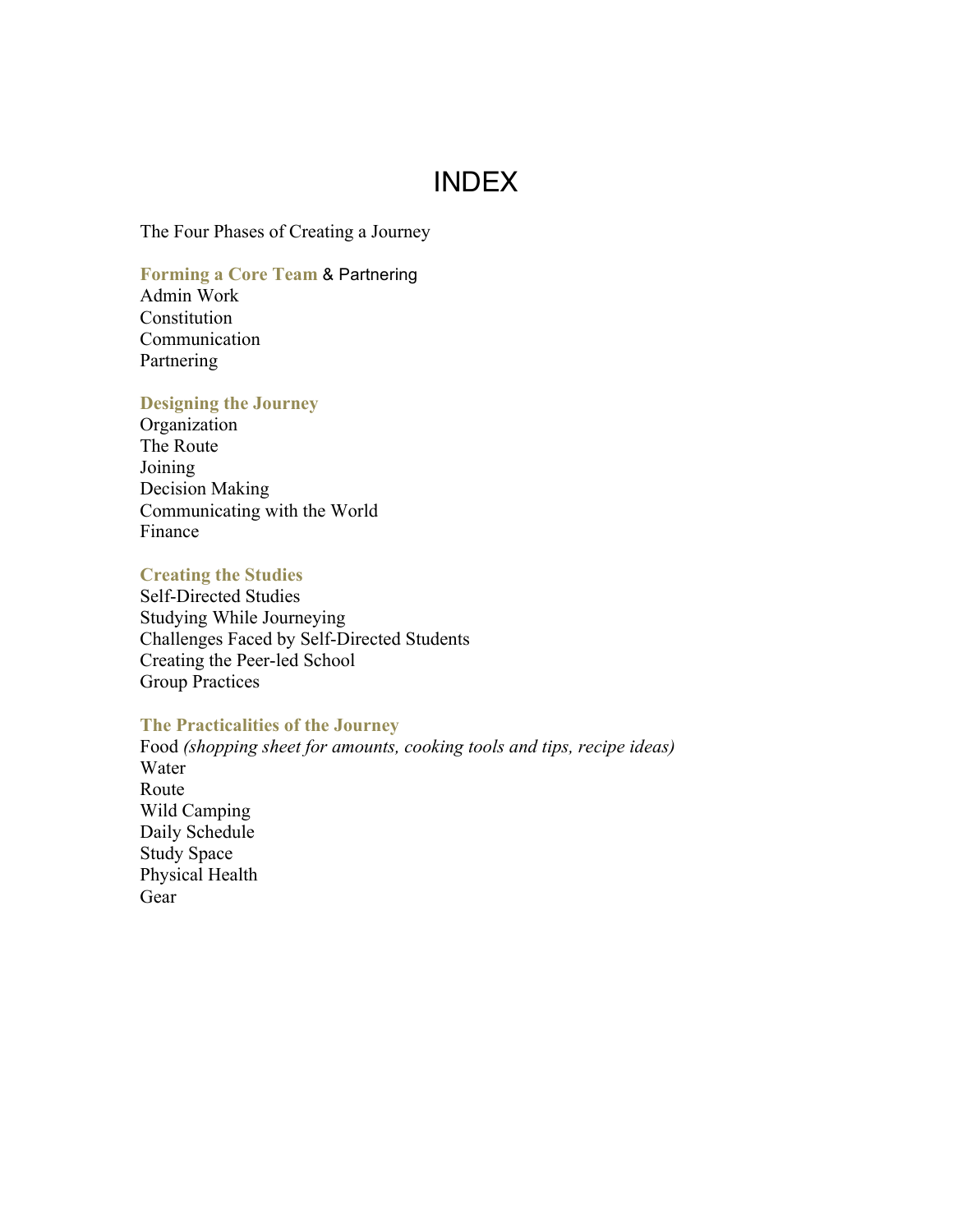# INDEX

The Four Phases of Creating a Journey

**Forming a Core Team** & Partnering
Admin Work
Constitution
Communication
Partnering

**Designing the Journey**
Organization
The Route
Joining
Decision Making
Communicating with the World
Finance

**Creating the Studies**
Self-Directed Studies
Studying While Journeying
Challenges Faced by Self-Directed Students
Creating the Peer-led School
Group Practices

**The Practicalities of the Journey**
Food *(shopping sheet for amounts, cooking tools and tips, recipe ideas)*
Water
Route
Wild Camping
Daily Schedule
Study Space
Physical Health
Gear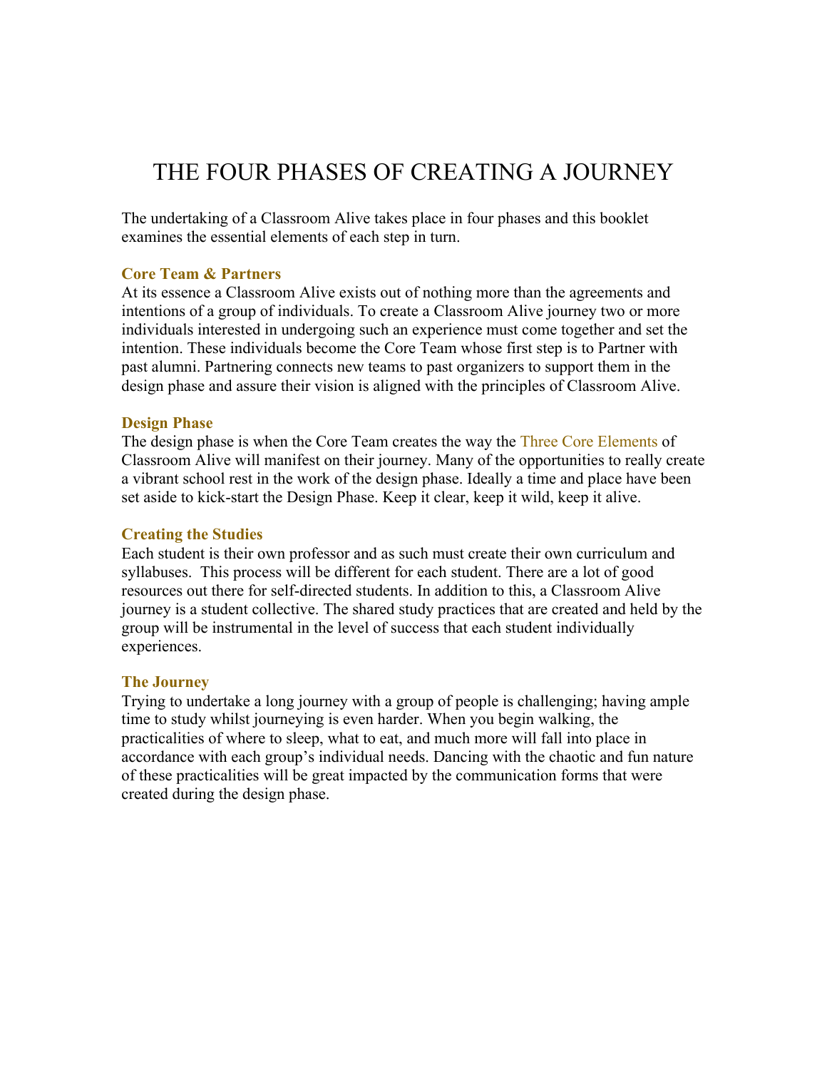# THE FOUR PHASES OF CREATING A JOURNEY

The undertaking of a Classroom Alive takes place in four phases and this booklet examines the essential elements of each step in turn.

### Core Team & Partners

At its essence a Classroom Alive exists out of nothing more than the agreements and intentions of a group of individuals. To create a Classroom Alive journey two or more individuals interested in undergoing such an experience must come together and set the intention. These individuals become the Core Team whose first step is to Partner with past alumni. Partnering connects new teams to past organizers to support them in the design phase and assure their vision is aligned with the principles of Classroom Alive.

### Design Phase

The design phase is when the Core Team creates the way the Three Core Elements of Classroom Alive will manifest on their journey. Many of the opportunities to really create a vibrant school rest in the work of the design phase. Ideally a time and place have been set aside to kick-start the Design Phase. Keep it clear, keep it wild, keep it alive.

### Creating the Studies

Each student is their own professor and as such must create their own curriculum and syllabuses. This process will be different for each student. There are a lot of good resources out there for self-directed students. In addition to this, a Classroom Alive journey is a student collective. The shared study practices that are created and held by the group will be instrumental in the level of success that each student individually experiences.

### The Journey

Trying to undertake a long journey with a group of people is challenging; having ample time to study whilst journeying is even harder. When you begin walking, the practicalities of where to sleep, what to eat, and much more will fall into place in accordance with each group's individual needs. Dancing with the chaotic and fun nature of these practicalities will be great impacted by the communication forms that were created during the design phase.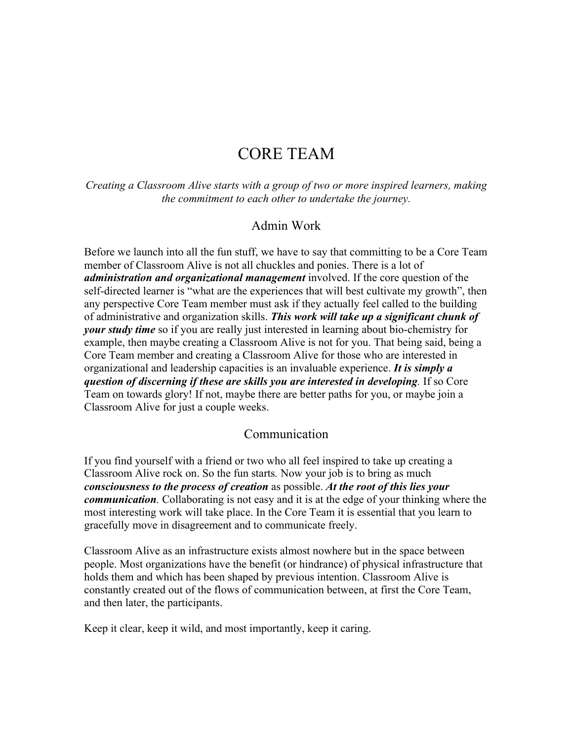# CORE TEAM

*Creating a Classroom Alive starts with a group of two or more inspired learners, making the commitment to each other to undertake the journey.*

## Admin Work

Before we launch into all the fun stuff, we have to say that committing to be a Core Team member of Classroom Alive is not all chuckles and ponies. There is a lot of ***administration and organizational management*** involved. If the core question of the self-directed learner is "what are the experiences that will best cultivate my growth", then any perspective Core Team member must ask if they actually feel called to the building of administrative and organization skills. ***This work will take up a significant chunk of your study time*** so if you are really just interested in learning about bio-chemistry for example, then maybe creating a Classroom Alive is not for you. That being said, being a Core Team member and creating a Classroom Alive for those who are interested in organizational and leadership capacities is an invaluable experience. ***It is simply a question of discerning if these are skills you are interested in developing***. If so Core Team on towards glory! If not, maybe there are better paths for you, or maybe join a Classroom Alive for just a couple weeks.

## Communication

If you find yourself with a friend or two who all feel inspired to take up creating a Classroom Alive rock on. So the fun starts. Now your job is to bring as much ***consciousness to the process of creation*** as possible. ***At the root of this lies your communication***. Collaborating is not easy and it is at the edge of your thinking where the most interesting work will take place. In the Core Team it is essential that you learn to gracefully move in disagreement and to communicate freely.

Classroom Alive as an infrastructure exists almost nowhere but in the space between people. Most organizations have the benefit (or hindrance) of physical infrastructure that holds them and which has been shaped by previous intention. Classroom Alive is constantly created out of the flows of communication between, at first the Core Team, and then later, the participants.

Keep it clear, keep it wild, and most importantly, keep it caring.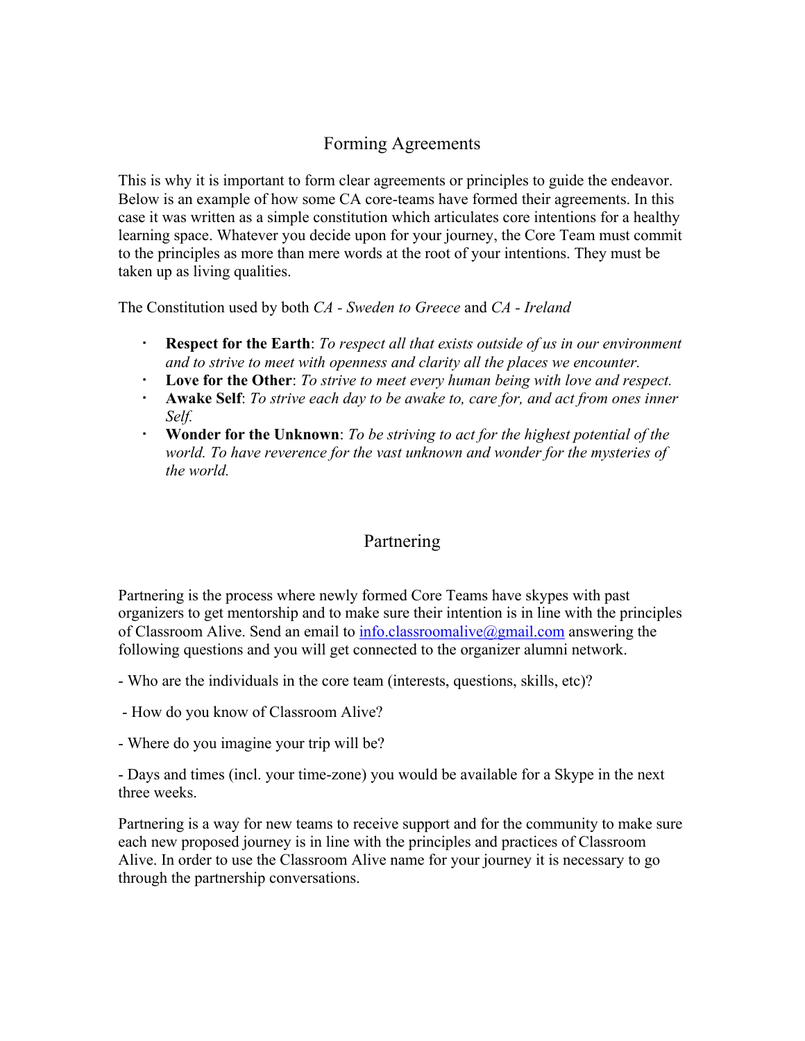## Forming Agreements

This is why it is important to form clear agreements or principles to guide the endeavor. Below is an example of how some CA core-teams have formed their agreements. In this case it was written as a simple constitution which articulates core intentions for a healthy learning space. Whatever you decide upon for your journey, the Core Team must commit to the principles as more than mere words at the root of your intentions. They must be taken up as living qualities.

The Constitution used by both *CA - Sweden to Greece* and *CA - Ireland*

- **Respect for the Earth**: *To respect all that exists outside of us in our environment and to strive to meet with openness and clarity all the places we encounter.*
- **Love for the Other**: *To strive to meet every human being with love and respect.*
- **Awake Self**: *To strive each day to be awake to, care for, and act from ones inner Self.*
- **Wonder for the Unknown**: *To be striving to act for the highest potential of the world. To have reverence for the vast unknown and wonder for the mysteries of the world.*

## Partnering

Partnering is the process where newly formed Core Teams have skypes with past organizers to get mentorship and to make sure their intention is in line with the principles of Classroom Alive. Send an email to [info.classroomalive@gmail.com](mailto:info.classroomalive@gmail.com) answering the following questions and you will get connected to the organizer alumni network.

- Who are the individuals in the core team (interests, questions, skills, etc)?

- How do you know of Classroom Alive?

- Where do you imagine your trip will be?

- Days and times (incl. your time-zone) you would be available for a Skype in the next three weeks.

Partnering is a way for new teams to receive support and for the community to make sure each new proposed journey is in line with the principles and practices of Classroom Alive. In order to use the Classroom Alive name for your journey it is necessary to go through the partnership conversations.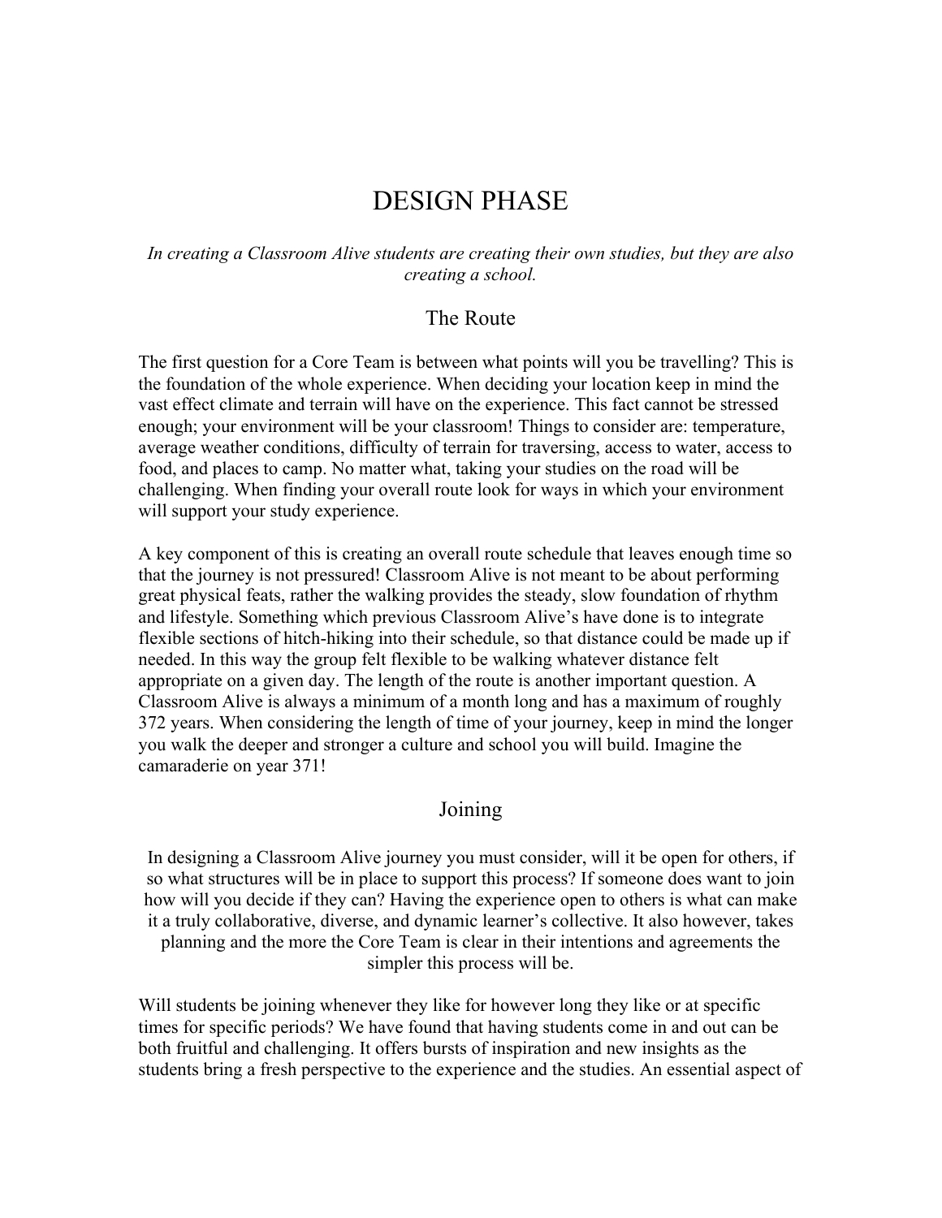# DESIGN PHASE

*In creating a Classroom Alive students are creating their own studies, but they are also creating a school.*

## The Route

The first question for a Core Team is between what points will you be travelling? This is the foundation of the whole experience. When deciding your location keep in mind the vast effect climate and terrain will have on the experience. This fact cannot be stressed enough; your environment will be your classroom! Things to consider are: temperature, average weather conditions, difficulty of terrain for traversing, access to water, access to food, and places to camp. No matter what, taking your studies on the road will be challenging. When finding your overall route look for ways in which your environment will support your study experience.

A key component of this is creating an overall route schedule that leaves enough time so that the journey is not pressured! Classroom Alive is not meant to be about performing great physical feats, rather the walking provides the steady, slow foundation of rhythm and lifestyle. Something which previous Classroom Alive's have done is to integrate flexible sections of hitch-hiking into their schedule, so that distance could be made up if needed. In this way the group felt flexible to be walking whatever distance felt appropriate on a given day. The length of the route is another important question. A Classroom Alive is always a minimum of a month long and has a maximum of roughly 372 years. When considering the length of time of your journey, keep in mind the longer you walk the deeper and stronger a culture and school you will build. Imagine the camaraderie on year 371!

## Joining

In designing a Classroom Alive journey you must consider, will it be open for others, if so what structures will be in place to support this process? If someone does want to join how will you decide if they can? Having the experience open to others is what can make it a truly collaborative, diverse, and dynamic learner's collective. It also however, takes planning and the more the Core Team is clear in their intentions and agreements the simpler this process will be.

Will students be joining whenever they like for however long they like or at specific times for specific periods? We have found that having students come in and out can be both fruitful and challenging. It offers bursts of inspiration and new insights as the students bring a fresh perspective to the experience and the studies. An essential aspect of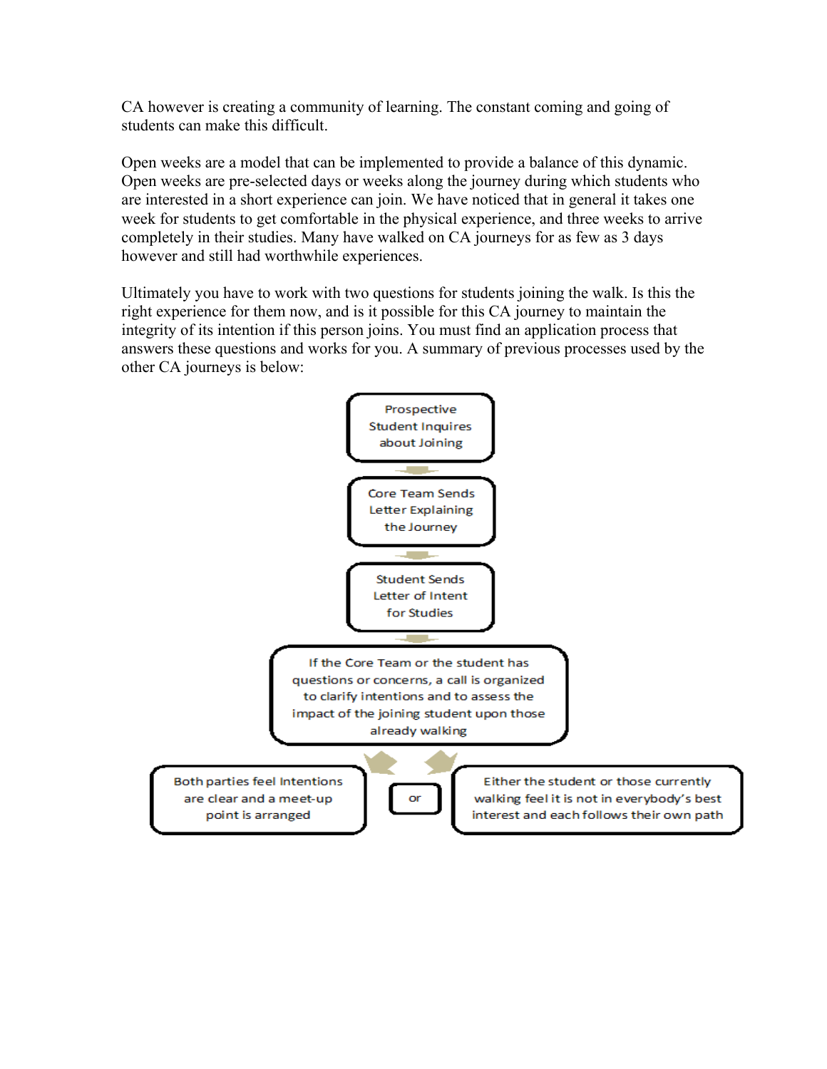CA however is creating a community of learning. The constant coming and going of students can make this difficult.

Open weeks are a model that can be implemented to provide a balance of this dynamic. Open weeks are pre-selected days or weeks along the journey during which students who are interested in a short experience can join. We have noticed that in general it takes one week for students to get comfortable in the physical experience, and three weeks to arrive completely in their studies. Many have walked on CA journeys for as few as 3 days however and still had worthwhile experiences.

Ultimately you have to work with two questions for students joining the walk. Is this the right experience for them now, and is it possible for this CA journey to maintain the integrity of its intention if this person joins. You must find an application process that answers these questions and works for you. A summary of previous processes used by the other CA journeys is below:

Prospective Student Inquires about Joining

↓

Core Team Sends Letter Explaining the Journey

↓

Student Sends Letter of Intent for Studies

↓

If the Core Team or the student has questions or concerns, a call is organized to clarify intentions and to assess the impact of the joining student upon those already walking

↓

Both parties feel Intentions are clear and a meet-up point is arranged

or

Either the student or those currently walking feel it is not in everybody's best interest and each follows their own path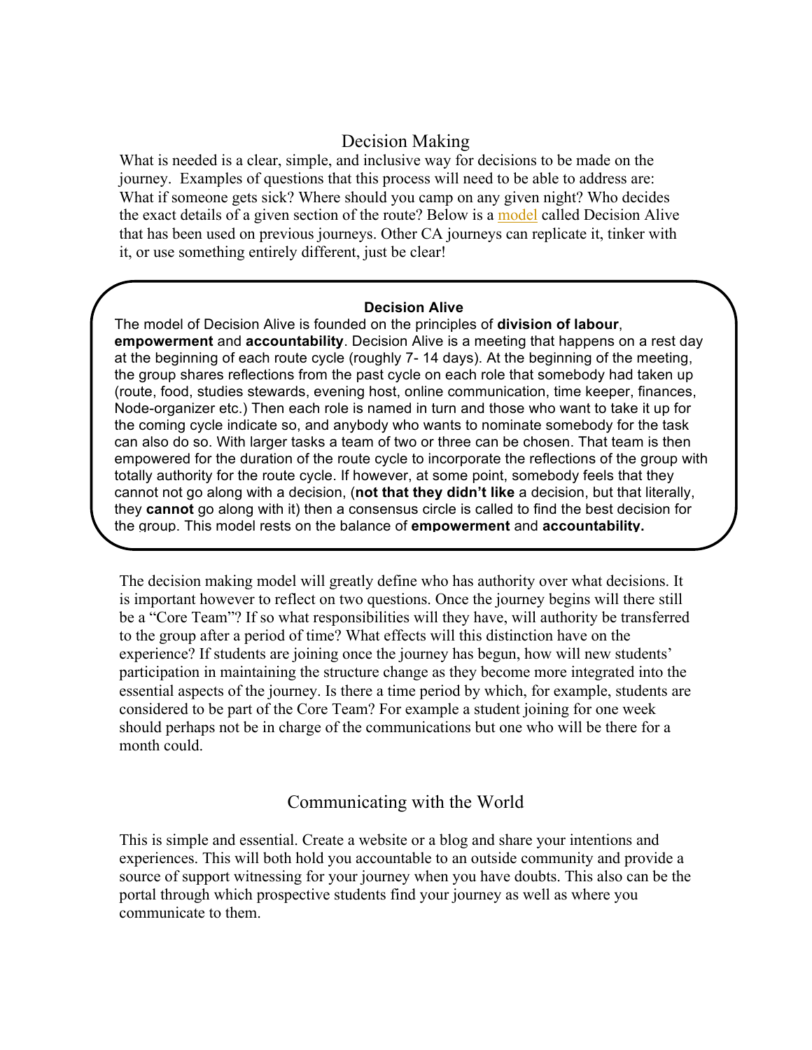## Decision Making

What is needed is a clear, simple, and inclusive way for decisions to be made on the journey. Examples of questions that this process will need to be able to address are: What if someone gets sick? Where should you camp on any given night? Who decides the exact details of a given section of the route? Below is a model called Decision Alive that has been used on previous journeys. Other CA journeys can replicate it, tinker with it, or use something entirely different, just be clear!

> **Decision Alive**
>
> The model of Decision Alive is founded on the principles of **division of labour**, **empowerment** and **accountability**. Decision Alive is a meeting that happens on a rest day at the beginning of each route cycle (roughly 7- 14 days). At the beginning of the meeting, the group shares reflections from the past cycle on each role that somebody had taken up (route, food, studies stewards, evening host, online communication, time keeper, finances, Node-organizer etc.) Then each role is named in turn and those who want to take it up for the coming cycle indicate so, and anybody who wants to nominate somebody for the task can also do so. With larger tasks a team of two or three can be chosen. That team is then empowered for the duration of the route cycle to incorporate the reflections of the group with totally authority for the route cycle. If however, at some point, somebody feels that they cannot not go along with a decision, (**not that they didn't like** a decision, but that literally, they **cannot** go along with it) then a consensus circle is called to find the best decision for the group. This model rests on the balance of **empowerment** and **accountability.**

The decision making model will greatly define who has authority over what decisions. It is important however to reflect on two questions. Once the journey begins will there still be a "Core Team"? If so what responsibilities will they have, will authority be transferred to the group after a period of time? What effects will this distinction have on the experience? If students are joining once the journey has begun, how will new students' participation in maintaining the structure change as they become more integrated into the essential aspects of the journey. Is there a time period by which, for example, students are considered to be part of the Core Team? For example a student joining for one week should perhaps not be in charge of the communications but one who will be there for a month could.

## Communicating with the World

This is simple and essential. Create a website or a blog and share your intentions and experiences. This will both hold you accountable to an outside community and provide a source of support witnessing for your journey when you have doubts. This also can be the portal through which prospective students find your journey as well as where you communicate to them.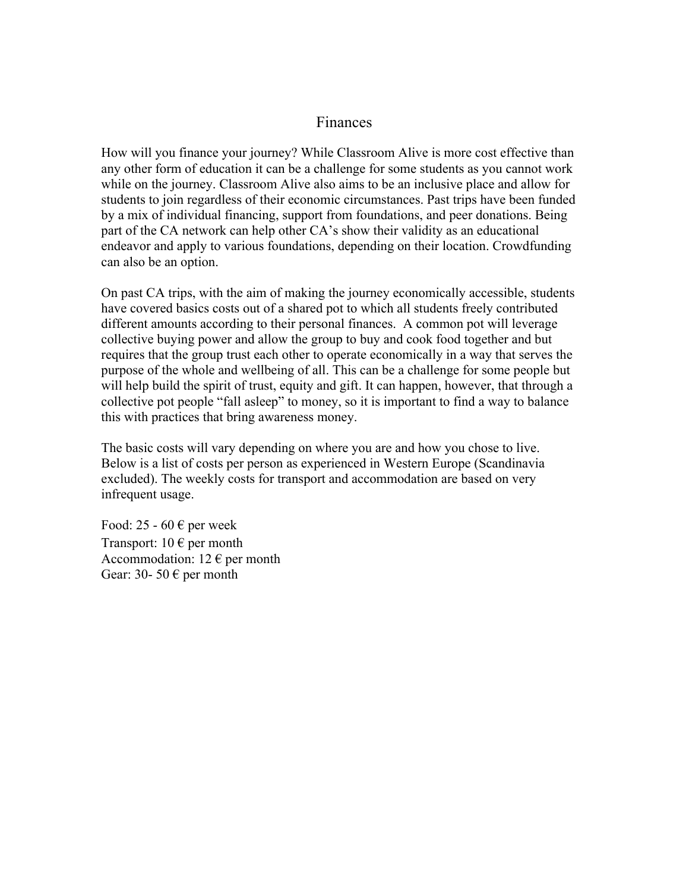# Finances

How will you finance your journey? While Classroom Alive is more cost effective than any other form of education it can be a challenge for some students as you cannot work while on the journey. Classroom Alive also aims to be an inclusive place and allow for students to join regardless of their economic circumstances. Past trips have been funded by a mix of individual financing, support from foundations, and peer donations. Being part of the CA network can help other CA's show their validity as an educational endeavor and apply to various foundations, depending on their location. Crowdfunding can also be an option.

On past CA trips, with the aim of making the journey economically accessible, students have covered basics costs out of a shared pot to which all students freely contributed different amounts according to their personal finances. A common pot will leverage collective buying power and allow the group to buy and cook food together and but requires that the group trust each other to operate economically in a way that serves the purpose of the whole and wellbeing of all. This can be a challenge for some people but will help build the spirit of trust, equity and gift. It can happen, however, that through a collective pot people "fall asleep" to money, so it is important to find a way to balance this with practices that bring awareness money.

The basic costs will vary depending on where you are and how you chose to live. Below is a list of costs per person as experienced in Western Europe (Scandinavia excluded). The weekly costs for transport and accommodation are based on very infrequent usage.

Food: 25 - 60 € per week  
Transport: 10 € per month  
Accommodation: 12 € per month  
Gear: 30- 50 € per month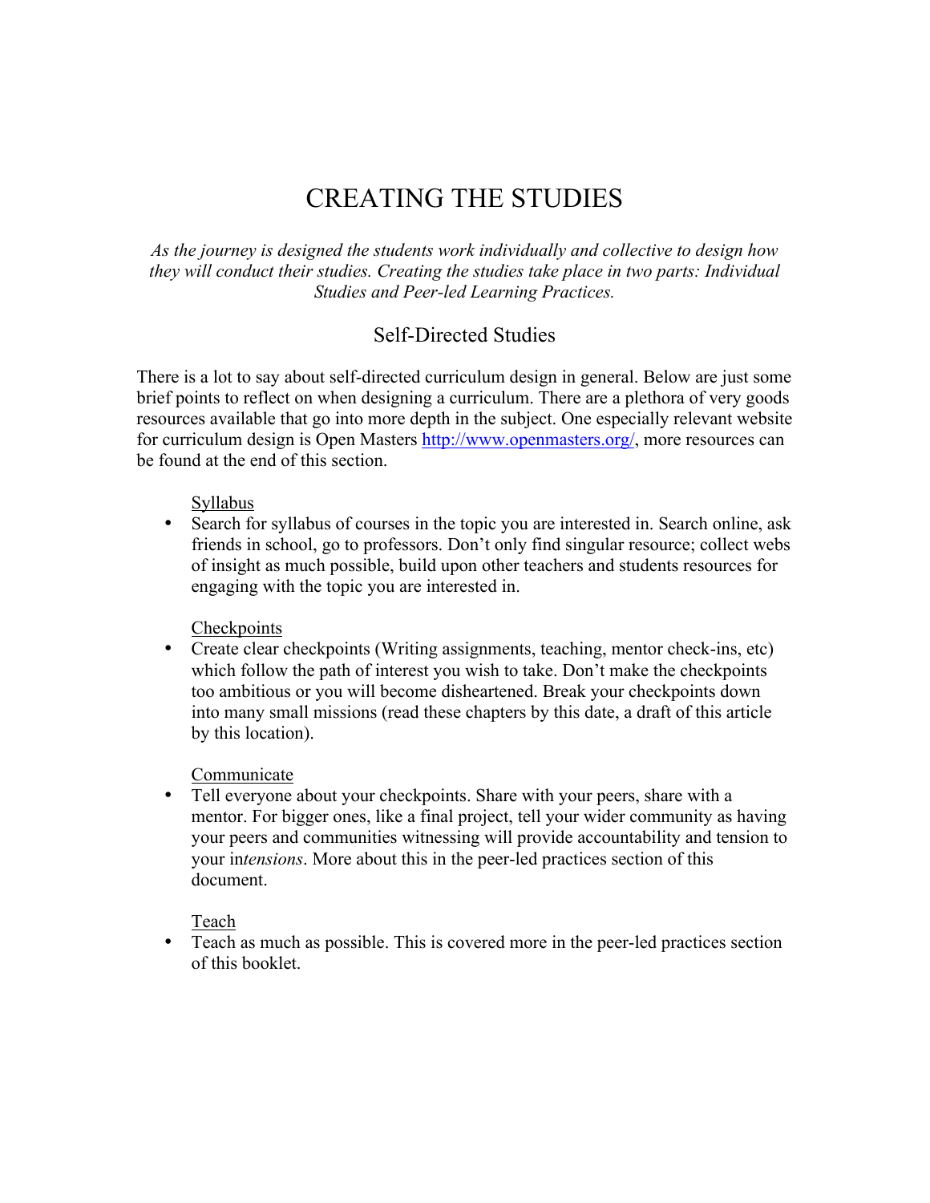# CREATING THE STUDIES

*As the journey is designed the students work individually and collective to design how they will conduct their studies. Creating the studies take place in two parts: Individual Studies and Peer-led Learning Practices.*

## Self-Directed Studies

There is a lot to say about self-directed curriculum design in general. Below are just some brief points to reflect on when designing a curriculum. There are a plethora of very goods resources available that go into more depth in the subject. One especially relevant website for curriculum design is Open Masters [http://www.openmasters.org/](http://www.openmasters.org/), more resources can be found at the end of this section.

<u>Syllabus</u>

- Search for syllabus of courses in the topic you are interested in. Search online, ask friends in school, go to professors. Don't only find singular resource; collect webs of insight as much possible, build upon other teachers and students resources for engaging with the topic you are interested in.

<u>Checkpoints</u>

- Create clear checkpoints (Writing assignments, teaching, mentor check-ins, etc) which follow the path of interest you wish to take. Don't make the checkpoints too ambitious or you will become disheartened. Break your checkpoints down into many small missions (read these chapters by this date, a draft of this article by this location).

<u>Communicate</u>

- Tell everyone about your checkpoints. Share with your peers, share with a mentor. For bigger ones, like a final project, tell your wider community as having your peers and communities witnessing will provide accountability and tension to your in*tensions*. More about this in the peer-led practices section of this document.

<u>Teach</u>

- Teach as much as possible. This is covered more in the peer-led practices section of this booklet.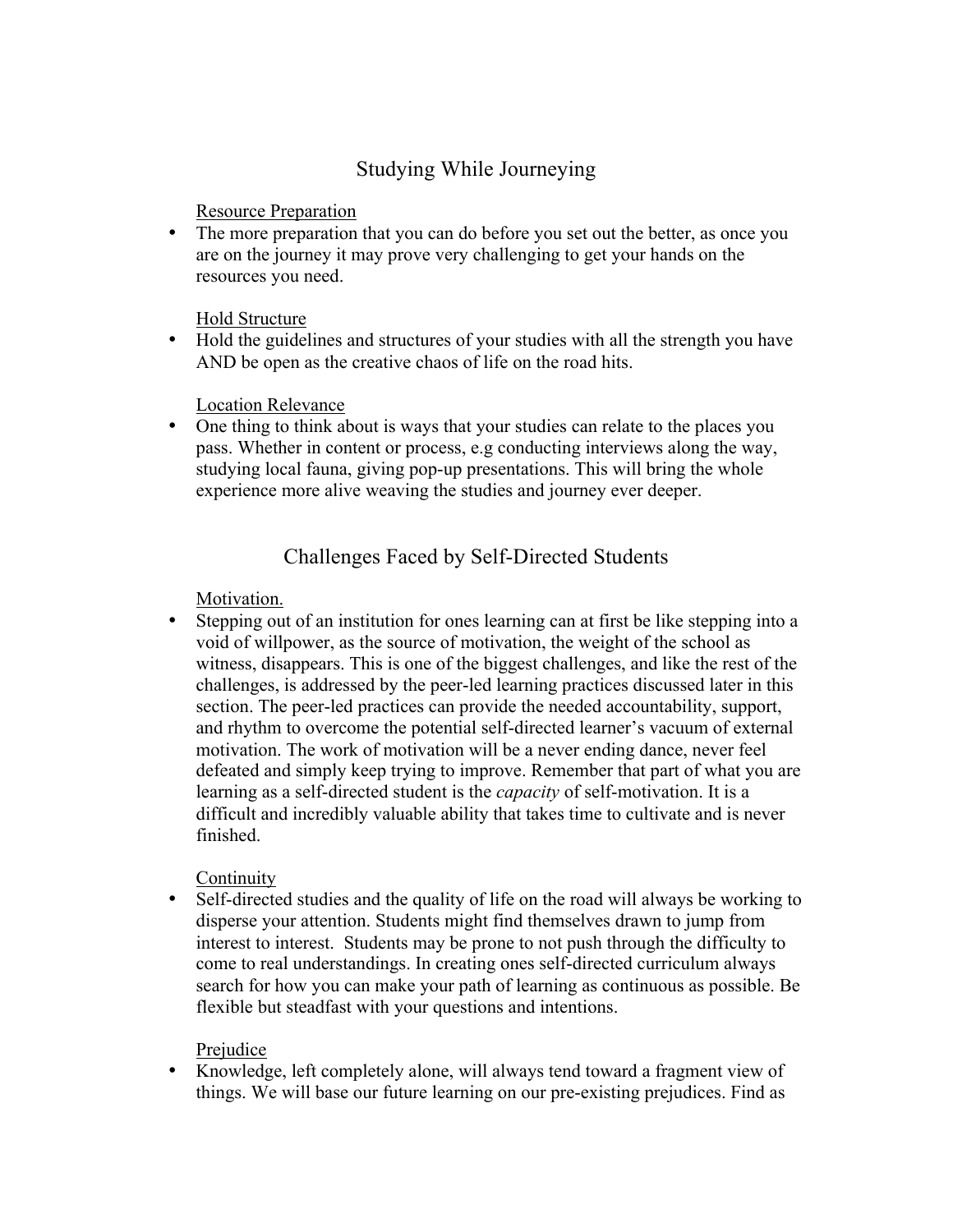## Studying While Journeying

Resource Preparation

- The more preparation that you can do before you set out the better, as once you are on the journey it may prove very challenging to get your hands on the resources you need.

Hold Structure

- Hold the guidelines and structures of your studies with all the strength you have AND be open as the creative chaos of life on the road hits.

Location Relevance

- One thing to think about is ways that your studies can relate to the places you pass. Whether in content or process, e.g conducting interviews along the way, studying local fauna, giving pop-up presentations. This will bring the whole experience more alive weaving the studies and journey ever deeper.

## Challenges Faced by Self-Directed Students

Motivation.

- Stepping out of an institution for ones learning can at first be like stepping into a void of willpower, as the source of motivation, the weight of the school as witness, disappears. This is one of the biggest challenges, and like the rest of the challenges, is addressed by the peer-led learning practices discussed later in this section. The peer-led practices can provide the needed accountability, support, and rhythm to overcome the potential self-directed learner's vacuum of external motivation. The work of motivation will be a never ending dance, never feel defeated and simply keep trying to improve. Remember that part of what you are learning as a self-directed student is the *capacity* of self-motivation. It is a difficult and incredibly valuable ability that takes time to cultivate and is never finished.

Continuity

- Self-directed studies and the quality of life on the road will always be working to disperse your attention. Students might find themselves drawn to jump from interest to interest. Students may be prone to not push through the difficulty to come to real understandings. In creating ones self-directed curriculum always search for how you can make your path of learning as continuous as possible. Be flexible but steadfast with your questions and intentions.

Prejudice

- Knowledge, left completely alone, will always tend toward a fragment view of things. We will base our future learning on our pre-existing prejudices. Find as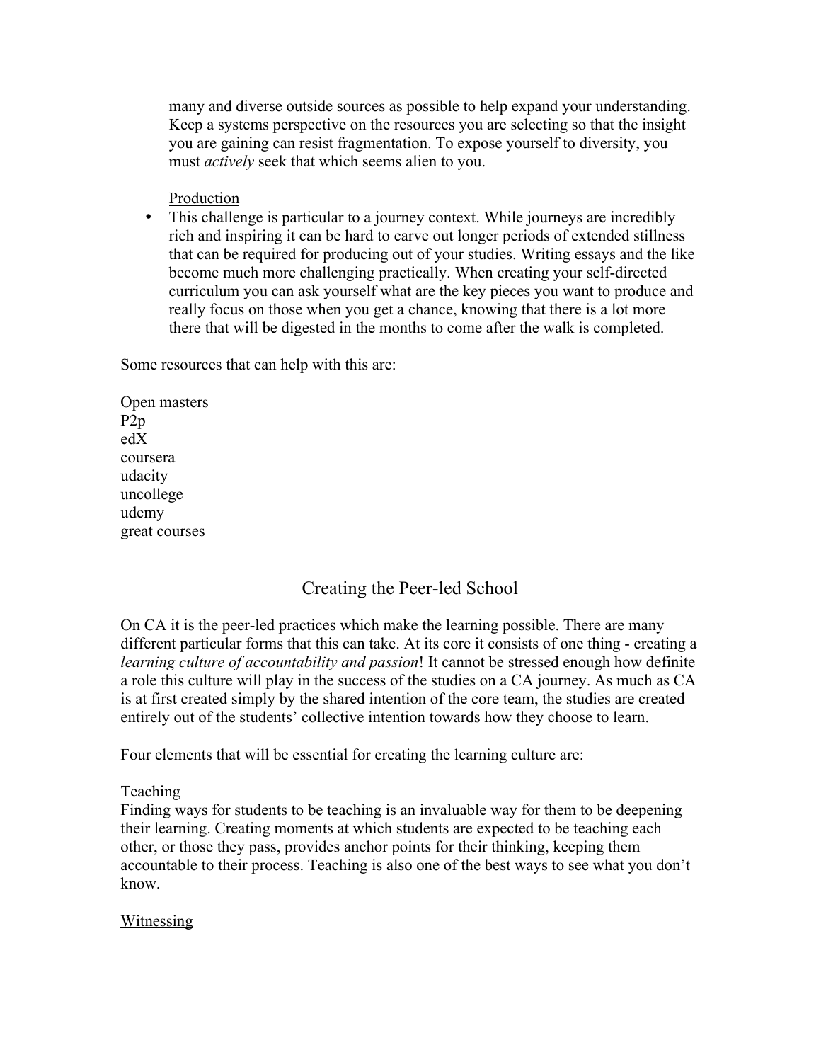many and diverse outside sources as possible to help expand your understanding. Keep a systems perspective on the resources you are selecting so that the insight you are gaining can resist fragmentation. To expose yourself to diversity, you must *actively* seek that which seems alien to you.

<u>Production</u>

- This challenge is particular to a journey context. While journeys are incredibly rich and inspiring it can be hard to carve out longer periods of extended stillness that can be required for producing out of your studies. Writing essays and the like become much more challenging practically. When creating your self-directed curriculum you can ask yourself what are the key pieces you want to produce and really focus on those when you get a chance, knowing that there is a lot more there that will be digested in the months to come after the walk is completed.

Some resources that can help with this are:

Open masters
P2p
edX
coursera
udacity
uncollege
udemy
great courses

## Creating the Peer-led School

On CA it is the peer-led practices which make the learning possible. There are many different particular forms that this can take. At its core it consists of one thing - creating a *learning culture of accountability and passion*! It cannot be stressed enough how definite a role this culture will play in the success of the studies on a CA journey. As much as CA is at first created simply by the shared intention of the core team, the studies are created entirely out of the students' collective intention towards how they choose to learn.

Four elements that will be essential for creating the learning culture are:

<u>Teaching</u>

Finding ways for students to be teaching is an invaluable way for them to be deepening their learning. Creating moments at which students are expected to be teaching each other, or those they pass, provides anchor points for their thinking, keeping them accountable to their process. Teaching is also one of the best ways to see what you don't know.

<u>Witnessing</u>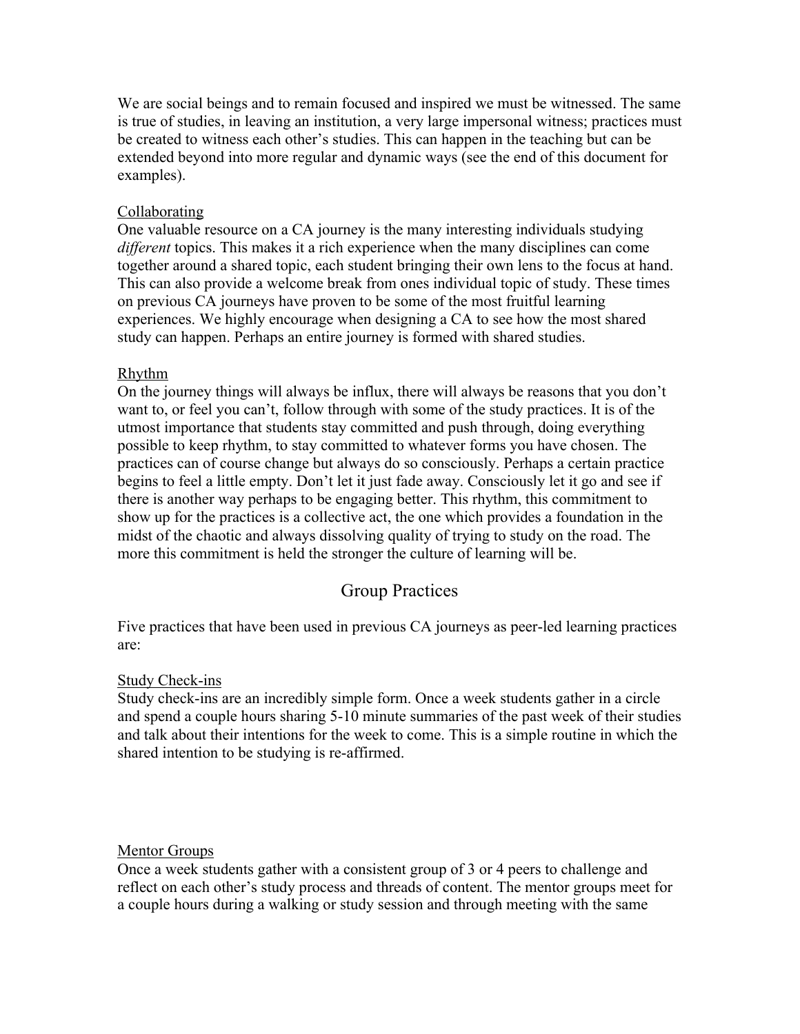We are social beings and to remain focused and inspired we must be witnessed. The same is true of studies, in leaving an institution, a very large impersonal witness; practices must be created to witness each other's studies. This can happen in the teaching but can be extended beyond into more regular and dynamic ways (see the end of this document for examples).

<u>Collaborating</u>

One valuable resource on a CA journey is the many interesting individuals studying *different* topics. This makes it a rich experience when the many disciplines can come together around a shared topic, each student bringing their own lens to the focus at hand. This can also provide a welcome break from ones individual topic of study. These times on previous CA journeys have proven to be some of the most fruitful learning experiences. We highly encourage when designing a CA to see how the most shared study can happen. Perhaps an entire journey is formed with shared studies.

<u>Rhythm</u>

On the journey things will always be influx, there will always be reasons that you don't want to, or feel you can't, follow through with some of the study practices. It is of the utmost importance that students stay committed and push through, doing everything possible to keep rhythm, to stay committed to whatever forms you have chosen. The practices can of course change but always do so consciously. Perhaps a certain practice begins to feel a little empty. Don't let it just fade away. Consciously let it go and see if there is another way perhaps to be engaging better. This rhythm, this commitment to show up for the practices is a collective act, the one which provides a foundation in the midst of the chaotic and always dissolving quality of trying to study on the road. The more this commitment is held the stronger the culture of learning will be.

## Group Practices

Five practices that have been used in previous CA journeys as peer-led learning practices are:

<u>Study Check-ins</u>

Study check-ins are an incredibly simple form. Once a week students gather in a circle and spend a couple hours sharing 5-10 minute summaries of the past week of their studies and talk about their intentions for the week to come. This is a simple routine in which the shared intention to be studying is re-affirmed.

<u>Mentor Groups</u>

Once a week students gather with a consistent group of 3 or 4 peers to challenge and reflect on each other's study process and threads of content. The mentor groups meet for a couple hours during a walking or study session and through meeting with the same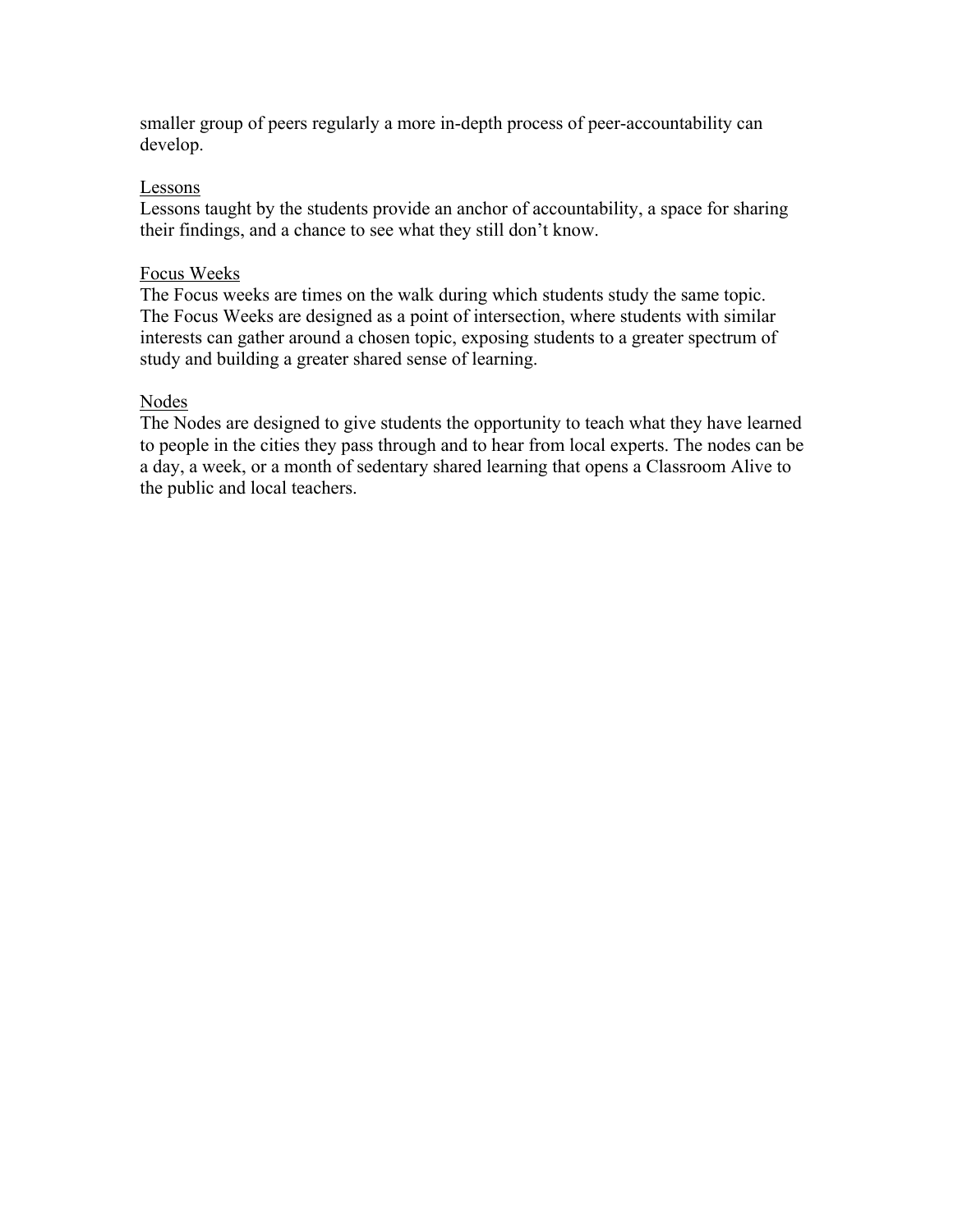smaller group of peers regularly a more in-depth process of peer-accountability can develop.

<u>Lessons</u>

Lessons taught by the students provide an anchor of accountability, a space for sharing their findings, and a chance to see what they still don't know.

<u>Focus Weeks</u>

The Focus weeks are times on the walk during which students study the same topic. The Focus Weeks are designed as a point of intersection, where students with similar interests can gather around a chosen topic, exposing students to a greater spectrum of study and building a greater shared sense of learning.

<u>Nodes</u>

The Nodes are designed to give students the opportunity to teach what they have learned to people in the cities they pass through and to hear from local experts. The nodes can be a day, a week, or a month of sedentary shared learning that opens a Classroom Alive to the public and local teachers.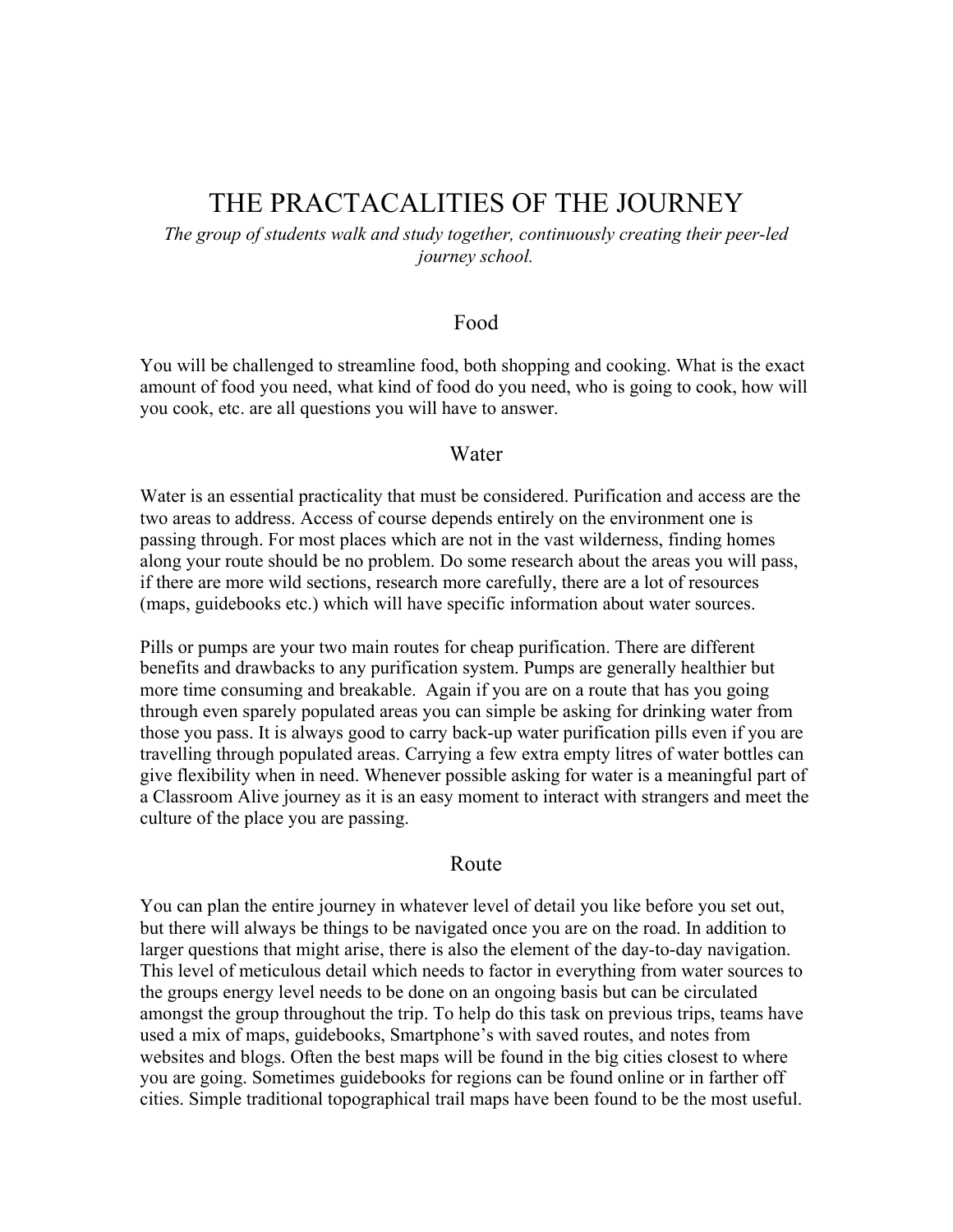# THE PRACTACALITIES OF THE JOURNEY

*The group of students walk and study together, continuously creating their peer-led journey school.*

## Food

You will be challenged to streamline food, both shopping and cooking. What is the exact amount of food you need, what kind of food do you need, who is going to cook, how will you cook, etc. are all questions you will have to answer.

## Water

Water is an essential practicality that must be considered. Purification and access are the two areas to address. Access of course depends entirely on the environment one is passing through. For most places which are not in the vast wilderness, finding homes along your route should be no problem. Do some research about the areas you will pass, if there are more wild sections, research more carefully, there are a lot of resources (maps, guidebooks etc.) which will have specific information about water sources.

Pills or pumps are your two main routes for cheap purification. There are different benefits and drawbacks to any purification system. Pumps are generally healthier but more time consuming and breakable. Again if you are on a route that has you going through even sparely populated areas you can simple be asking for drinking water from those you pass. It is always good to carry back-up water purification pills even if you are travelling through populated areas. Carrying a few extra empty litres of water bottles can give flexibility when in need. Whenever possible asking for water is a meaningful part of a Classroom Alive journey as it is an easy moment to interact with strangers and meet the culture of the place you are passing.

## Route

You can plan the entire journey in whatever level of detail you like before you set out, but there will always be things to be navigated once you are on the road. In addition to larger questions that might arise, there is also the element of the day-to-day navigation. This level of meticulous detail which needs to factor in everything from water sources to the groups energy level needs to be done on an ongoing basis but can be circulated amongst the group throughout the trip. To help do this task on previous trips, teams have used a mix of maps, guidebooks, Smartphone's with saved routes, and notes from websites and blogs. Often the best maps will be found in the big cities closest to where you are going. Sometimes guidebooks for regions can be found online or in farther off cities. Simple traditional topographical trail maps have been found to be the most useful.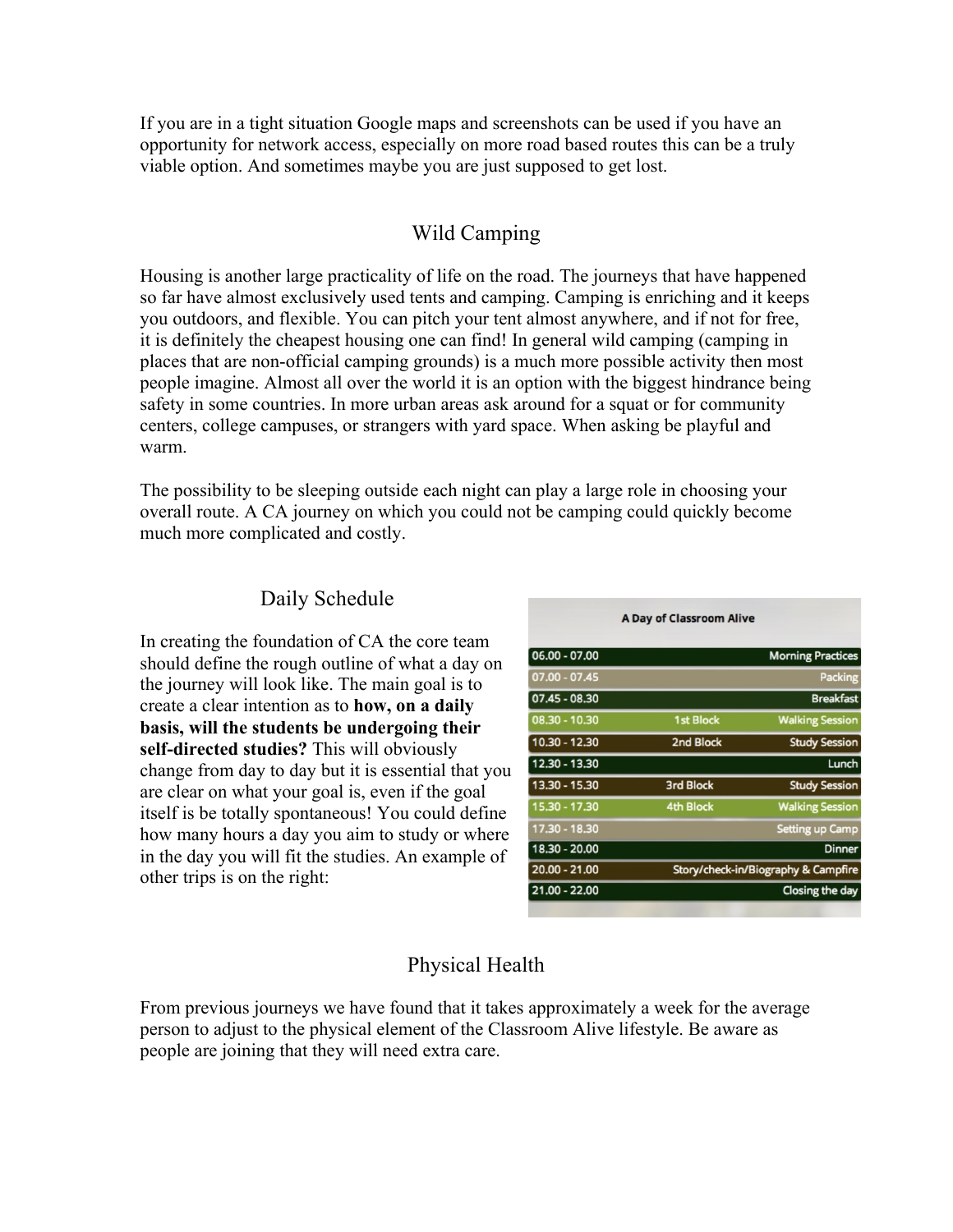If you are in a tight situation Google maps and screenshots can be used if you have an opportunity for network access, especially on more road based routes this can be a truly viable option. And sometimes maybe you are just supposed to get lost.

## Wild Camping

Housing is another large practicality of life on the road. The journeys that have happened so far have almost exclusively used tents and camping. Camping is enriching and it keeps you outdoors, and flexible. You can pitch your tent almost anywhere, and if not for free, it is definitely the cheapest housing one can find! In general wild camping (camping in places that are non-official camping grounds) is a much more possible activity then most people imagine. Almost all over the world it is an option with the biggest hindrance being safety in some countries. In more urban areas ask around for a squat or for community centers, college campuses, or strangers with yard space. When asking be playful and warm.

The possibility to be sleeping outside each night can play a large role in choosing your overall route. A CA journey on which you could not be camping could quickly become much more complicated and costly.

## Daily Schedule

In creating the foundation of CA the core team should define the rough outline of what a day on the journey will look like. The main goal is to create a clear intention as to **how, on a daily basis, will the students be undergoing their self-directed studies?** This will obviously change from day to day but it is essential that you are clear on what your goal is, even if the goal itself is be totally spontaneous! You could define how many hours a day you aim to study or where in the day you will fit the studies. An example of other trips is on the right:

**A Day of Classroom Alive**

| Time | Block | Activity |
| --- | --- | --- |
| 06.00 - 07.00 | | Morning Practices |
| 07.00 - 07.45 | | Packing |
| 07.45 - 08.30 | | Breakfast |
| 08.30 - 10.30 | 1st Block | Walking Session |
| 10.30 - 12.30 | 2nd Block | Study Session |
| 12.30 - 13.30 | | Lunch |
| 13.30 - 15.30 | 3rd Block | Study Session |
| 15.30 - 17.30 | 4th Block | Walking Session |
| 17.30 - 18.30 | | Setting up Camp |
| 18.30 - 20.00 | | Dinner |
| 20.00 - 21.00 | | Story/check-in/Biography & Campfire |
| 21.00 - 22.00 | | Closing the day |

## Physical Health

From previous journeys we have found that it takes approximately a week for the average person to adjust to the physical element of the Classroom Alive lifestyle. Be aware as people are joining that they will need extra care.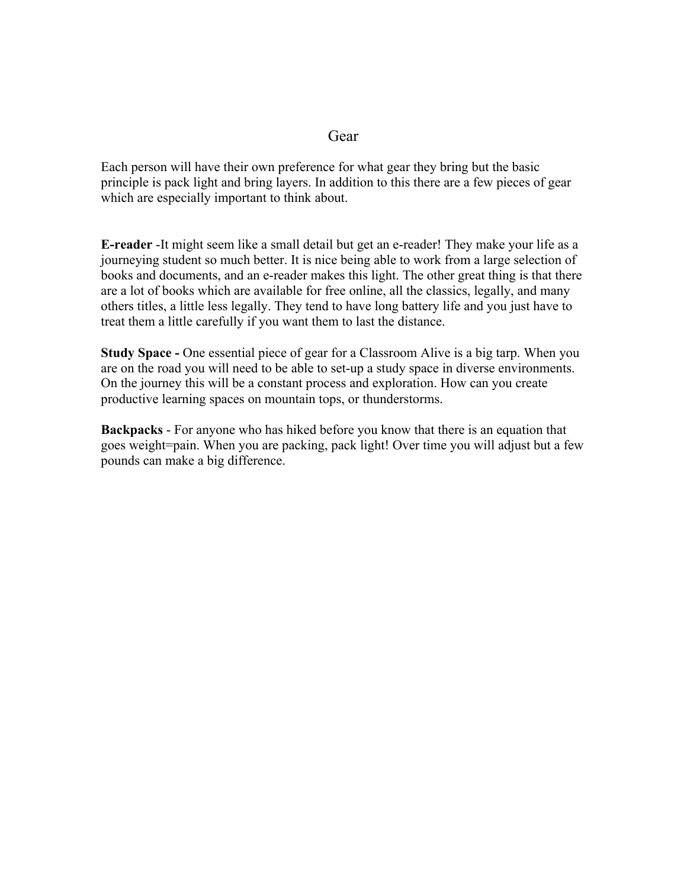# Gear

Each person will have their own preference for what gear they bring but the basic principle is pack light and bring layers. In addition to this there are a few pieces of gear which are especially important to think about.

**E-reader** -It might seem like a small detail but get an e-reader! They make your life as a journeying student so much better. It is nice being able to work from a large selection of books and documents, and an e-reader makes this light. The other great thing is that there are a lot of books which are available for free online, all the classics, legally, and many others titles, a little less legally. They tend to have long battery life and you just have to treat them a little carefully if you want them to last the distance.

**Study Space -** One essential piece of gear for a Classroom Alive is a big tarp. When you are on the road you will need to be able to set-up a study space in diverse environments. On the journey this will be a constant process and exploration. How can you create productive learning spaces on mountain tops, or thunderstorms.

**Backpacks** - For anyone who has hiked before you know that there is an equation that goes weight=pain. When you are packing, pack light! Over time you will adjust but a few pounds can make a big difference.